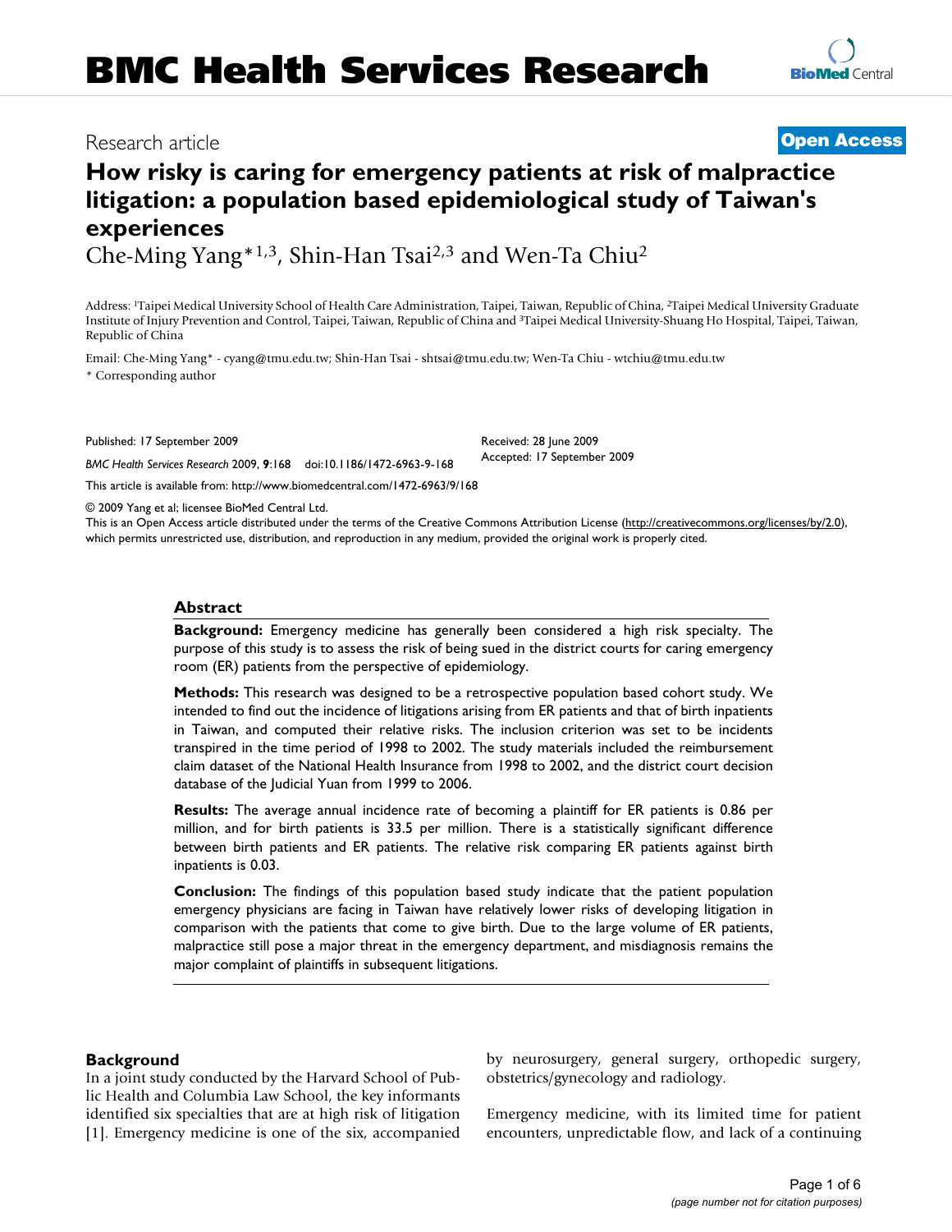# How risky is caring for emergency patients at risk of malpractice litigation: a population based epidemiological study of Taiwan's experiences

Research article

**Open Access**

Che-Ming Yang*[1,3], Shin-Han Tsai[2,3] and Wen-Ta Chiu[2]

Address: [1]Taipei Medical University School of Health Care Administration, Taipei, Taiwan, Republic of China, [2]Taipei Medical University Graduate Institute of Injury Prevention and Control, Taipei, Taiwan, Republic of China and [3]Taipei Medical University-Shuang Ho Hospital, Taipei, Taiwan, Republic of China

Email: Che-Ming Yang* - cyang@tmu.edu.tw; Shin-Han Tsai - shtsai@tmu.edu.tw; Wen-Ta Chiu - wtchiu@tmu.edu.tw

* Corresponding author

Published: 17 September 2009

*BMC Health Services Research* 2009, **9**:168 doi:10.1186/1472-6963-9-168

Received: 28 June 2009
Accepted: 17 September 2009

This article is available from: http://www.biomedcentral.com/1472-6963/9/168

© 2009 Yang et al; licensee BioMed Central Ltd.
This is an Open Access article distributed under the terms of the Creative Commons Attribution License (http://creativecommons.org/licenses/by/2.0), which permits unrestricted use, distribution, and reproduction in any medium, provided the original work is properly cited.

## Abstract

**Background:** Emergency medicine has generally been considered a high risk specialty. The purpose of this study is to assess the risk of being sued in the district courts for caring emergency room (ER) patients from the perspective of epidemiology.

**Methods:** This research was designed to be a retrospective population based cohort study. We intended to find out the incidence of litigations arising from ER patients and that of birth inpatients in Taiwan, and computed their relative risks. The inclusion criterion was set to be incidents transpired in the time period of 1998 to 2002. The study materials included the reimbursement claim dataset of the National Health Insurance from 1998 to 2002, and the district court decision database of the Judicial Yuan from 1999 to 2006.

**Results:** The average annual incidence rate of becoming a plaintiff for ER patients is 0.86 per million, and for birth patients is 33.5 per million. There is a statistically significant difference between birth patients and ER patients. The relative risk comparing ER patients against birth inpatients is 0.03.

**Conclusion:** The findings of this population based study indicate that the patient population emergency physicians are facing in Taiwan have relatively lower risks of developing litigation in comparison with the patients that come to give birth. Due to the large volume of ER patients, malpractice still pose a major threat in the emergency department, and misdiagnosis remains the major complaint of plaintiffs in subsequent litigations.

## Background

In a joint study conducted by the Harvard School of Public Health and Columbia Law School, the key informants identified six specialties that are at high risk of litigation [1]. Emergency medicine is one of the six, accompanied by neurosurgery, general surgery, orthopedic surgery, obstetrics/gynecology and radiology.

Emergency medicine, with its limited time for patient encounters, unpredictable flow, and lack of a continuing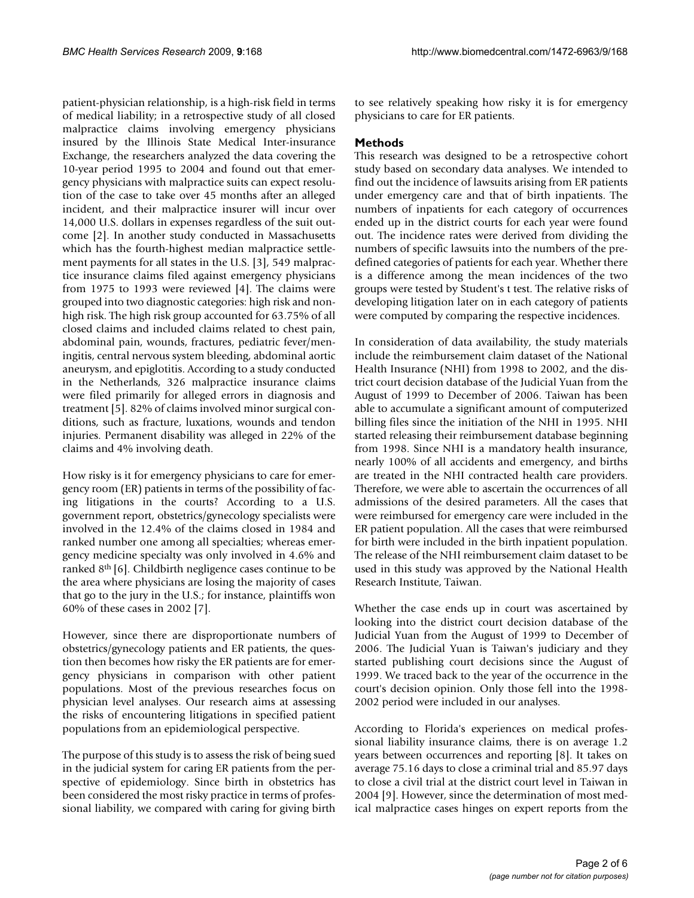patient-physician relationship, is a high-risk field in terms of medical liability; in a retrospective study of all closed malpractice claims involving emergency physicians insured by the Illinois State Medical Inter-insurance Exchange, the researchers analyzed the data covering the 10-year period 1995 to 2004 and found out that emergency physicians with malpractice suits can expect resolution of the case to take over 45 months after an alleged incident, and their malpractice insurer will incur over 14,000 U.S. dollars in expenses regardless of the suit outcome [2]. In another study conducted in Massachusetts which has the fourth-highest median malpractice settlement payments for all states in the U.S. [3], 549 malpractice insurance claims filed against emergency physicians from 1975 to 1993 were reviewed [4]. The claims were grouped into two diagnostic categories: high risk and non-high risk. The high risk group accounted for 63.75% of all closed claims and included claims related to chest pain, abdominal pain, wounds, fractures, pediatric fever/meningitis, central nervous system bleeding, abdominal aortic aneurysm, and epiglotitis. According to a study conducted in the Netherlands, 326 malpractice insurance claims were filed primarily for alleged errors in diagnosis and treatment [5]. 82% of claims involved minor surgical conditions, such as fracture, luxations, wounds and tendon injuries. Permanent disability was alleged in 22% of the claims and 4% involving death.

How risky is it for emergency physicians to care for emergency room (ER) patients in terms of the possibility of facing litigations in the courts? According to a U.S. government report, obstetrics/gynecology specialists were involved in the 12.4% of the claims closed in 1984 and ranked number one among all specialties; whereas emergency medicine specialty was only involved in 4.6% and ranked 8th [6]. Childbirth negligence cases continue to be the area where physicians are losing the majority of cases that go to the jury in the U.S.; for instance, plaintiffs won 60% of these cases in 2002 [7].

However, since there are disproportionate numbers of obstetrics/gynecology patients and ER patients, the question then becomes how risky the ER patients are for emergency physicians in comparison with other patient populations. Most of the previous researches focus on physician level analyses. Our research aims at assessing the risks of encountering litigations in specified patient populations from an epidemiological perspective.

The purpose of this study is to assess the risk of being sued in the judicial system for caring ER patients from the perspective of epidemiology. Since birth in obstetrics has been considered the most risky practice in terms of professional liability, we compared with caring for giving birth to see relatively speaking how risky it is for emergency physicians to care for ER patients.

## Methods

This research was designed to be a retrospective cohort study based on secondary data analyses. We intended to find out the incidence of lawsuits arising from ER patients under emergency care and that of birth inpatients. The numbers of inpatients for each category of occurrences ended up in the district courts for each year were found out. The incidence rates were derived from dividing the numbers of specific lawsuits into the numbers of the pre-defined categories of patients for each year. Whether there is a difference among the mean incidences of the two groups were tested by Student's t test. The relative risks of developing litigation later on in each category of patients were computed by comparing the respective incidences.

In consideration of data availability, the study materials include the reimbursement claim dataset of the National Health Insurance (NHI) from 1998 to 2002, and the district court decision database of the Judicial Yuan from the August of 1999 to December of 2006. Taiwan has been able to accumulate a significant amount of computerized billing files since the initiation of the NHI in 1995. NHI started releasing their reimbursement database beginning from 1998. Since NHI is a mandatory health insurance, nearly 100% of all accidents and emergency, and births are treated in the NHI contracted health care providers. Therefore, we were able to ascertain the occurrences of all admissions of the desired parameters. All the cases that were reimbursed for emergency care were included in the ER patient population. All the cases that were reimbursed for birth were included in the birth inpatient population. The release of the NHI reimbursement claim dataset to be used in this study was approved by the National Health Research Institute, Taiwan.

Whether the case ends up in court was ascertained by looking into the district court decision database of the Judicial Yuan from the August of 1999 to December of 2006. The Judicial Yuan is Taiwan's judiciary and they started publishing court decisions since the August of 1999. We traced back to the year of the occurrence in the court's decision opinion. Only those fell into the 1998-2002 period were included in our analyses.

According to Florida's experiences on medical professional liability insurance claims, there is on average 1.2 years between occurrences and reporting [8]. It takes on average 75.16 days to close a criminal trial and 85.97 days to close a civil trial at the district court level in Taiwan in 2004 [9]. However, since the determination of most medical malpractice cases hinges on expert reports from the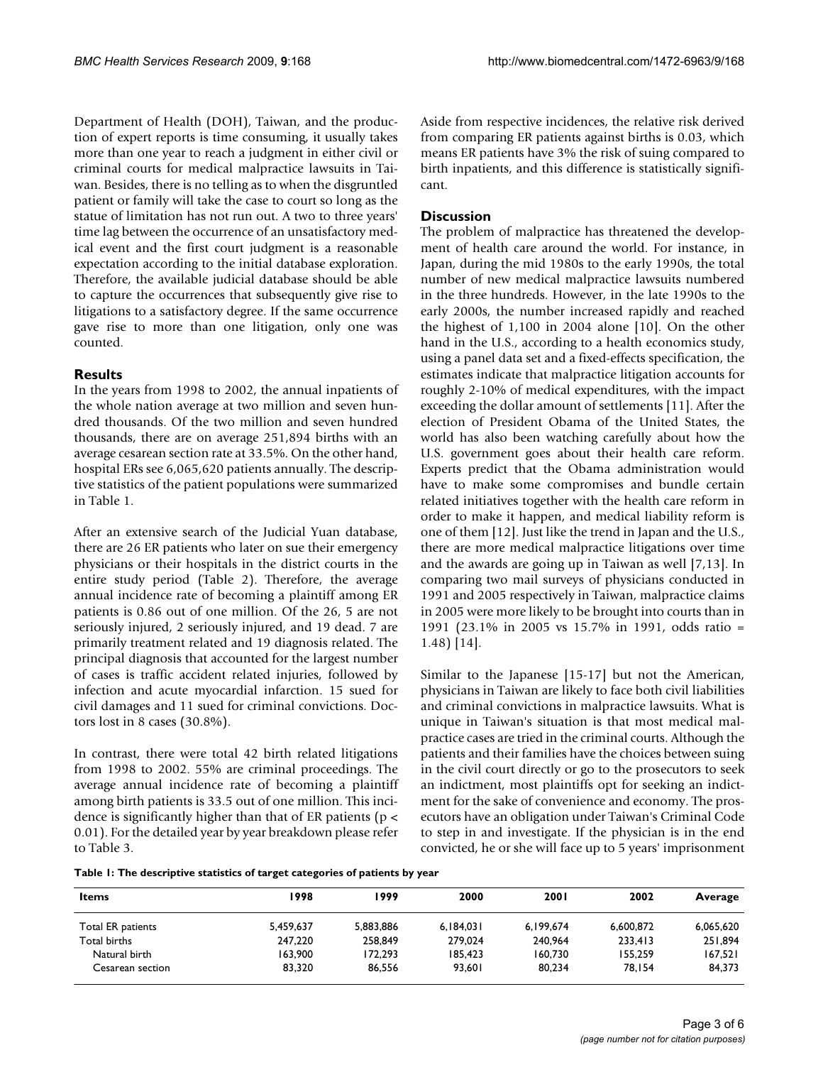Department of Health (DOH), Taiwan, and the production of expert reports is time consuming, it usually takes more than one year to reach a judgment in either civil or criminal courts for medical malpractice lawsuits in Taiwan. Besides, there is no telling as to when the disgruntled patient or family will take the case to court so long as the statue of limitation has not run out. A two to three years' time lag between the occurrence of an unsatisfactory medical event and the first court judgment is a reasonable expectation according to the initial database exploration. Therefore, the available judicial database should be able to capture the occurrences that subsequently give rise to litigations to a satisfactory degree. If the same occurrence gave rise to more than one litigation, only one was counted.

## Results

In the years from 1998 to 2002, the annual inpatients of the whole nation average at two million and seven hundred thousands. Of the two million and seven hundred thousands, there are on average 251,894 births with an average cesarean section rate at 33.5%. On the other hand, hospital ERs see 6,065,620 patients annually. The descriptive statistics of the patient populations were summarized in Table 1.

After an extensive search of the Judicial Yuan database, there are 26 ER patients who later on sue their emergency physicians or their hospitals in the district courts in the entire study period (Table 2). Therefore, the average annual incidence rate of becoming a plaintiff among ER patients is 0.86 out of one million. Of the 26, 5 are not seriously injured, 2 seriously injured, and 19 dead. 7 are primarily treatment related and 19 diagnosis related. The principal diagnosis that accounted for the largest number of cases is traffic accident related injuries, followed by infection and acute myocardial infarction. 15 sued for civil damages and 11 sued for criminal convictions. Doctors lost in 8 cases (30.8%).

In contrast, there were total 42 birth related litigations from 1998 to 2002. 55% are criminal proceedings. The average annual incidence rate of becoming a plaintiff among birth patients is 33.5 out of one million. This incidence is significantly higher than that of ER patients ($p < 0.01$). For the detailed year by year breakdown please refer to Table 3.

Aside from respective incidences, the relative risk derived from comparing ER patients against births is 0.03, which means ER patients have 3% the risk of suing compared to birth inpatients, and this difference is statistically significant.

## Discussion

The problem of malpractice has threatened the development of health care around the world. For instance, in Japan, during the mid 1980s to the early 1990s, the total number of new medical malpractice lawsuits numbered in the three hundreds. However, in the late 1990s to the early 2000s, the number increased rapidly and reached the highest of 1,100 in 2004 alone [10]. On the other hand in the U.S., according to a health economics study, using a panel data set and a fixed-effects specification, the estimates indicate that malpractice litigation accounts for roughly 2-10% of medical expenditures, with the impact exceeding the dollar amount of settlements [11]. After the election of President Obama of the United States, the world has also been watching carefully about how the U.S. government goes about their health care reform. Experts predict that the Obama administration would have to make some compromises and bundle certain related initiatives together with the health care reform in order to make it happen, and medical liability reform is one of them [12]. Just like the trend in Japan and the U.S., there are more medical malpractice litigations over time and the awards are going up in Taiwan as well [7,13]. In comparing two mail surveys of physicians conducted in 1991 and 2005 respectively in Taiwan, malpractice claims in 2005 were more likely to be brought into courts than in 1991 (23.1% in 2005 vs 15.7% in 1991, odds ratio = 1.48) [14].

Similar to the Japanese [15-17] but not the American, physicians in Taiwan are likely to face both civil liabilities and criminal convictions in malpractice lawsuits. What is unique in Taiwan's situation is that most medical malpractice cases are tried in the criminal courts. Although the patients and their families have the choices between suing in the civil court directly or go to the prosecutors to seek an indictment, most plaintiffs opt for seeking an indictment for the sake of convenience and economy. The prosecutors have an obligation under Taiwan's Criminal Code to step in and investigate. If the physician is in the end convicted, he or she will face up to 5 years' imprisonment

**Table 1: The descriptive statistics of target categories of patients by year**

| Items | 1998 | 1999 | 2000 | 2001 | 2002 | Average |
|---|---|---|---|---|---|---|
| Total ER patients | 5,459,637 | 5,883,886 | 6,184,031 | 6,199,674 | 6,600,872 | 6,065,620 |
| Total births | 247,220 | 258,849 | 279,024 | 240,964 | 233,413 | 251,894 |
| Natural birth | 163,900 | 172,293 | 185,423 | 160,730 | 155,259 | 167,521 |
| Cesarean section | 83,320 | 86,556 | 93,601 | 80,234 | 78,154 | 84,373 |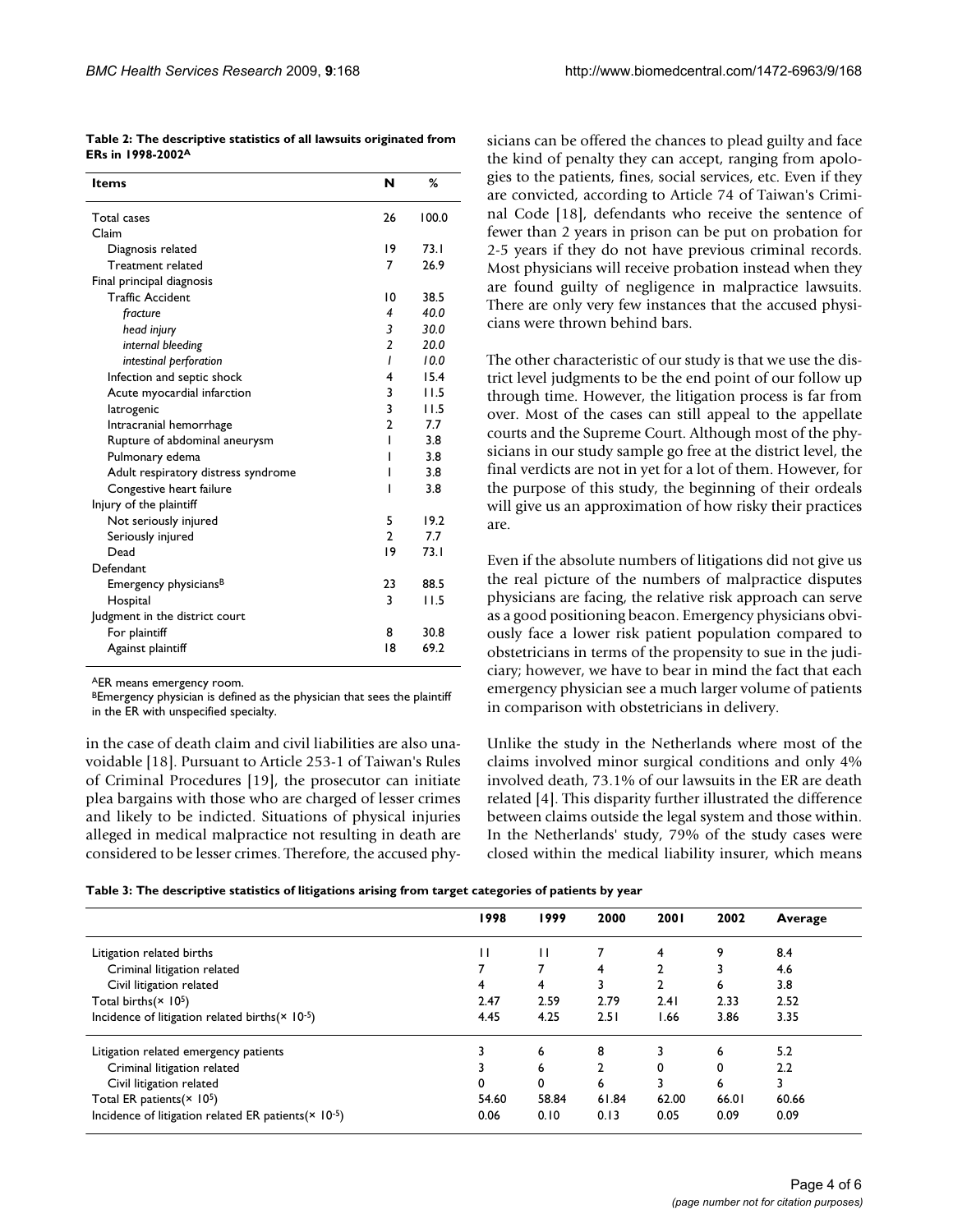**Table 2: The descriptive statistics of all lawsuits originated from ERs in 1998-2002[A]**

| Items | N | % |
|---|---|---|
| Total cases | 26 | 100.0 |
| Claim | | |
| Diagnosis related | 19 | 73.1 |
| Treatment related | 7 | 26.9 |
| Final principal diagnosis | | |
| Traffic Accident | 10 | 38.5 |
| *fracture* | *4* | *40.0* |
| *head injury* | *3* | *30.0* |
| *internal bleeding* | *2* | *20.0* |
| *intestinal perforation* | *1* | *10.0* |
| Infection and septic shock | 4 | 15.4 |
| Acute myocardial infarction | 3 | 11.5 |
| Iatrogenic | 3 | 11.5 |
| Intracranial hemorrhage | 2 | 7.7 |
| Rupture of abdominal aneurysm | 1 | 3.8 |
| Pulmonary edema | 1 | 3.8 |
| Adult respiratory distress syndrome | 1 | 3.8 |
| Congestive heart failure | 1 | 3.8 |
| Injury of the plaintiff | | |
| Not seriously injured | 5 | 19.2 |
| Seriously injured | 2 | 7.7 |
| Dead | 19 | 73.1 |
| Defendant | | |
| Emergency physicians[B] | 23 | 88.5 |
| Hospital | 3 | 11.5 |
| Judgment in the district court | | |
| For plaintiff | 8 | 30.8 |
| Against plaintiff | 18 | 69.2 |

[A]ER means emergency room.
[B]Emergency physician is defined as the physician that sees the plaintiff in the ER with unspecified specialty.

in the case of death claim and civil liabilities are also unavoidable [18]. Pursuant to Article 253-1 of Taiwan's Rules of Criminal Procedures [19], the prosecutor can initiate plea bargains with those who are charged of lesser crimes and likely to be indicted. Situations of physical injuries alleged in medical malpractice not resulting in death are considered to be lesser crimes. Therefore, the accused physicians can be offered the chances to plead guilty and face the kind of penalty they can accept, ranging from apologies to the patients, fines, social services, etc. Even if they are convicted, according to Article 74 of Taiwan's Criminal Code [18], defendants who receive the sentence of fewer than 2 years in prison can be put on probation for 2-5 years if they do not have previous criminal records. Most physicians will receive probation instead when they are found guilty of negligence in malpractice lawsuits. There are only very few instances that the accused physicians were thrown behind bars.

The other characteristic of our study is that we use the district level judgments to be the end point of our follow up through time. However, the litigation process is far from over. Most of the cases can still appeal to the appellate courts and the Supreme Court. Although most of the physicians in our study sample go free at the district level, the final verdicts are not in yet for a lot of them. However, for the purpose of this study, the beginning of their ordeals will give us an approximation of how risky their practices are.

Even if the absolute numbers of litigations did not give us the real picture of the numbers of malpractice disputes physicians are facing, the relative risk approach can serve as a good positioning beacon. Emergency physicians obviously face a lower risk patient population compared to obstetricians in terms of the propensity to sue in the judiciary; however, we have to bear in mind the fact that each emergency physician see a much larger volume of patients in comparison with obstetricians in delivery.

Unlike the study in the Netherlands where most of the claims involved minor surgical conditions and only 4% involved death, 73.1% of our lawsuits in the ER are death related [4]. This disparity further illustrated the difference between claims outside the legal system and those within. In the Netherlands' study, 79% of the study cases were closed within the medical liability insurer, which means

**Table 3: The descriptive statistics of litigations arising from target categories of patients by year**

| | 1998 | 1999 | 2000 | 2001 | 2002 | Average |
|---|---|---|---|---|---|---|
| Litigation related births | 11 | 11 | 7 | 4 | 9 | 8.4 |
| Criminal litigation related | 7 | 7 | 4 | 2 | 3 | 4.6 |
| Civil litigation related | 4 | 4 | 3 | 2 | 6 | 3.8 |
| Total births($\times 10^5$) | 2.47 | 2.59 | 2.79 | 2.41 | 2.33 | 2.52 |
| Incidence of litigation related births($\times 10^{-5}$) | 4.45 | 4.25 | 2.51 | 1.66 | 3.86 | 3.35 |
| Litigation related emergency patients | 3 | 6 | 8 | 3 | 6 | 5.2 |
| Criminal litigation related | 3 | 6 | 2 | 0 | 0 | 2.2 |
| Civil litigation related | 0 | 0 | 6 | 3 | 6 | 3 |
| Total ER patients($\times 10^5$) | 54.60 | 58.84 | 61.84 | 62.00 | 66.01 | 60.66 |
| Incidence of litigation related ER patients($\times 10^{-5}$) | 0.06 | 0.10 | 0.13 | 0.05 | 0.09 | 0.09 |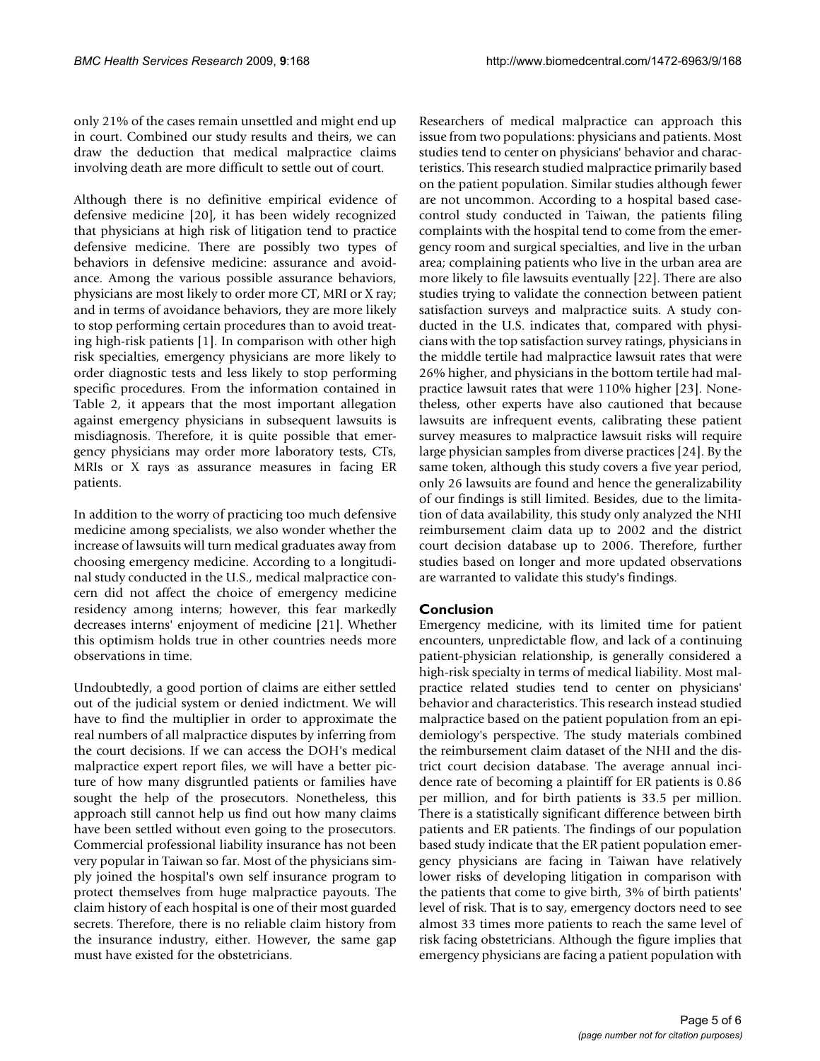only 21% of the cases remain unsettled and might end up in court. Combined our study results and theirs, we can draw the deduction that medical malpractice claims involving death are more difficult to settle out of court.

Although there is no definitive empirical evidence of defensive medicine [20], it has been widely recognized that physicians at high risk of litigation tend to practice defensive medicine. There are possibly two types of behaviors in defensive medicine: assurance and avoidance. Among the various possible assurance behaviors, physicians are most likely to order more CT, MRI or X ray; and in terms of avoidance behaviors, they are more likely to stop performing certain procedures than to avoid treating high-risk patients [1]. In comparison with other high risk specialties, emergency physicians are more likely to order diagnostic tests and less likely to stop performing specific procedures. From the information contained in Table 2, it appears that the most important allegation against emergency physicians in subsequent lawsuits is misdiagnosis. Therefore, it is quite possible that emergency physicians may order more laboratory tests, CTs, MRIs or X rays as assurance measures in facing ER patients.

In addition to the worry of practicing too much defensive medicine among specialists, we also wonder whether the increase of lawsuits will turn medical graduates away from choosing emergency medicine. According to a longitudinal study conducted in the U.S., medical malpractice concern did not affect the choice of emergency medicine residency among interns; however, this fear markedly decreases interns' enjoyment of medicine [21]. Whether this optimism holds true in other countries needs more observations in time.

Undoubtedly, a good portion of claims are either settled out of the judicial system or denied indictment. We will have to find the multiplier in order to approximate the real numbers of all malpractice disputes by inferring from the court decisions. If we can access the DOH's medical malpractice expert report files, we will have a better picture of how many disgruntled patients or families have sought the help of the prosecutors. Nonetheless, this approach still cannot help us find out how many claims have been settled without even going to the prosecutors. Commercial professional liability insurance has not been very popular in Taiwan so far. Most of the physicians simply joined the hospital's own self insurance program to protect themselves from huge malpractice payouts. The claim history of each hospital is one of their most guarded secrets. Therefore, there is no reliable claim history from the insurance industry, either. However, the same gap must have existed for the obstetricians.

Researchers of medical malpractice can approach this issue from two populations: physicians and patients. Most studies tend to center on physicians' behavior and characteristics. This research studied malpractice primarily based on the patient population. Similar studies although fewer are not uncommon. According to a hospital based case-control study conducted in Taiwan, the patients filing complaints with the hospital tend to come from the emergency room and surgical specialties, and live in the urban area; complaining patients who live in the urban area are more likely to file lawsuits eventually [22]. There are also studies trying to validate the connection between patient satisfaction surveys and malpractice suits. A study conducted in the U.S. indicates that, compared with physicians with the top satisfaction survey ratings, physicians in the middle tertile had malpractice lawsuit rates that were 26% higher, and physicians in the bottom tertile had malpractice lawsuit rates that were 110% higher [23]. Nonetheless, other experts have also cautioned that because lawsuits are infrequent events, calibrating these patient survey measures to malpractice lawsuit risks will require large physician samples from diverse practices [24]. By the same token, although this study covers a five year period, only 26 lawsuits are found and hence the generalizability of our findings is still limited. Besides, due to the limitation of data availability, this study only analyzed the NHI reimbursement claim data up to 2002 and the district court decision database up to 2006. Therefore, further studies based on longer and more updated observations are warranted to validate this study's findings.

## Conclusion

Emergency medicine, with its limited time for patient encounters, unpredictable flow, and lack of a continuing patient-physician relationship, is generally considered a high-risk specialty in terms of medical liability. Most malpractice related studies tend to center on physicians' behavior and characteristics. This research instead studied malpractice based on the patient population from an epidemiology's perspective. The study materials combined the reimbursement claim dataset of the NHI and the district court decision database. The average annual incidence rate of becoming a plaintiff for ER patients is 0.86 per million, and for birth patients is 33.5 per million. There is a statistically significant difference between birth patients and ER patients. The findings of our population based study indicate that the ER patient population emergency physicians are facing in Taiwan have relatively lower risks of developing litigation in comparison with the patients that come to give birth, 3% of birth patients' level of risk. That is to say, emergency doctors need to see almost 33 times more patients to reach the same level of risk facing obstetricians. Although the figure implies that emergency physicians are facing a patient population with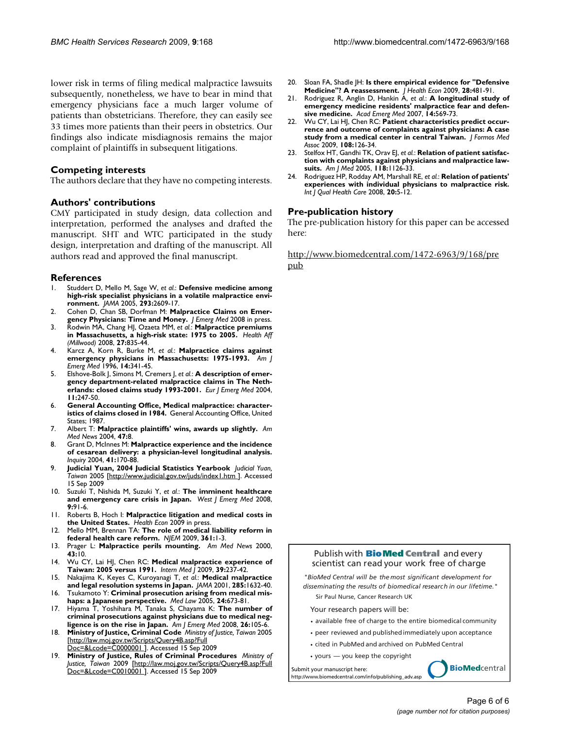lower risk in terms of filing medical malpractice lawsuits subsequently, nonetheless, we have to bear in mind that emergency physicians face a much larger volume of patients than obstetricians. Therefore, they can easily see 33 times more patients than their peers in obstetrics. Our findings also indicate misdiagnosis remains the major complaint of plaintiffs in subsequent litigations.

## Competing interests

The authors declare that they have no competing interests.

## Authors' contributions

CMY participated in study design, data collection and interpretation, performed the analyses and drafted the manuscript. SHT and WTC participated in the study design, interpretation and drafting of the manuscript. All authors read and approved the final manuscript.

## References

1. Studdert D, Mello M, Sage W, *et al.*: **Defensive medicine among high-risk specialist physicians in a volatile malpractice environment.** *JAMA* 2005, **293:**2609-17.
2. Cohen D, Chan SB, Dorfman M: **Malpractice Claims on Emergency Physicians: Time and Money.** *J Emerg Med* 2008 in press.
3. Rodwin MA, Chang HJ, Ozaeta MM, *et al.*: **Malpractice premiums in Massachusetts, a high-risk state: 1975 to 2005.** *Health Aff (Millwood)* 2008, **27:**835-44.
4. Karcz A, Korn R, Burke M, *et al.*: **Malpractice claims against emergency physicians in Massachusetts: 1975-1993.** *Am J Emerg Med* 1996, **14:**341-45.
5. Elshove-Bolk J, Simons M, Cremers J, *et al.*: **A description of emergency department-related malpractice claims in The Netherlands: closed claims study 1993-2001.** *Eur J Emerg Med* 2004, **11:**247-50.
6. **General Accounting Office, Medical malpractice: characteristics of claims closed in 1984.** General Accounting Office, United States; 1987.
7. Albert T: **Malpractice plaintiffs' wins, awards up slightly.** *Am Med News* 2004, **47:**8.
8. Grant D, McInnes M: **Malpractice experience and the incidence of cesarean delivery: a physician-level longitudinal analysis.** *Inquiry* 2004, **41:**170-88.
9. **Judicial Yuan, 2004 Judicial Statistics Yearbook** *Judicial Yuan, Taiwan* 2005 [http://www.judicial.gov.tw/juds/index1.htm ]. Accessed 15 Sep 2009
10. Suzuki T, Nishida M, Suzuki Y, *et al.*: **The imminent healthcare and emergency care crisis in Japan.** *West J Emerg Med* 2008, **9:**91-6.
11. Roberts B, Hoch I: **Malpractice litigation and medical costs in the United States.** *Health Econ* 2009 in press.
12. Mello MM, Brennan TA: **The role of medical liability reform in federal health care reform.** *NJEM* 2009, **361:**1-3.
13. Prager L: **Malpractice perils mounting.** *Am Med News* 2000, **43:**10.
14. Wu CY, Lai HJ, Chen RC: **Medical malpractice experience of Taiwan: 2005 versus 1991.** *Intern Med J* 2009, **39:**237-42.
15. Nakajima K, Keyes C, Kuroyanagi T, *et al.*: **Medical malpractice and legal resolution systems in Japan.** *JAMA* 2001, **285:**1632-40.
16. Tsukamoto Y: **Criminal prosecution arising from medical mishaps: a Japanese perspective.** *Med Law* 2005, **24:**673-81.
17. Hiyama T, Yoshihara M, Tanaka S, Chayama K: **The number of criminal prosecutions against physicians due to medical negligence is on the rise in Japan.** *Am J Emerg Med* 2008, **26:**105-6.
18. **Ministry of Justice, Criminal Code** *Ministry of Justice, Taiwan* 2005 [http://law.moj.gov.tw/Scripts/Query4B.asp?FullDoc=&Lcode=C0000001 ]. Accessed 15 Sep 2009
19. **Ministry of Justice, Rules of Criminal Procedures** *Ministry of Justice, Taiwan* 2009 [http://law.moj.gov.tw/Scripts/Query4B.asp?FullDoc=&Lcode=C0010001 ]. Accessed 15 Sep 2009
20. Sloan FA, Shadle JH: **Is there empirical evidence for "Defensive Medicine"? A reassessment.** *J Health Econ* 2009, **28:**481-91.
21. Rodriguez R, Anglin D, Hankin A, *et al.*: **A longitudinal study of emergency medicine residents' malpractice fear and defensive medicine.** *Acad Emerg Med* 2007, **14:**569-73.
22. Wu CY, Lai HJ, Chen RC: **Patient characteristics predict occurrence and outcome of complaints against physicians: A case study from a medical center in central Taiwan.** *J Formos Med Assoc* 2009, **108:**126-34.
23. Stelfox HT, Gandhi TK, Orav EJ, *et al.*: **Relation of patient satisfaction with complaints against physicians and malpractice lawsuits.** *Am J Med* 2005, **118:**1126-33.
24. Rodriguez HP, Rodday AM, Marshall RE, *et al.*: **Relation of patients' experiences with individual physicians to malpractice risk.** *Int J Qual Health Care* 2008, **20:**5-12.

## Pre-publication history

The pre-publication history for this paper can be accessed here:

http://www.biomedcentral.com/1472-6963/9/168/prepub

Publish with **BioMed Central** and every scientist can read your work free of charge

*"BioMed Central will be the most significant development for disseminating the results of biomedical research in our lifetime."*
Sir Paul Nurse, Cancer Research UK

Your research papers will be:

- available free of charge to the entire biomedical community
- peer reviewed and published immediately upon acceptance
- cited in PubMed and archived on PubMed Central
- yours — you keep the copyright

Submit your manuscript here:
http://www.biomedcentral.com/info/publishing_adv.asp

BioMedcentral